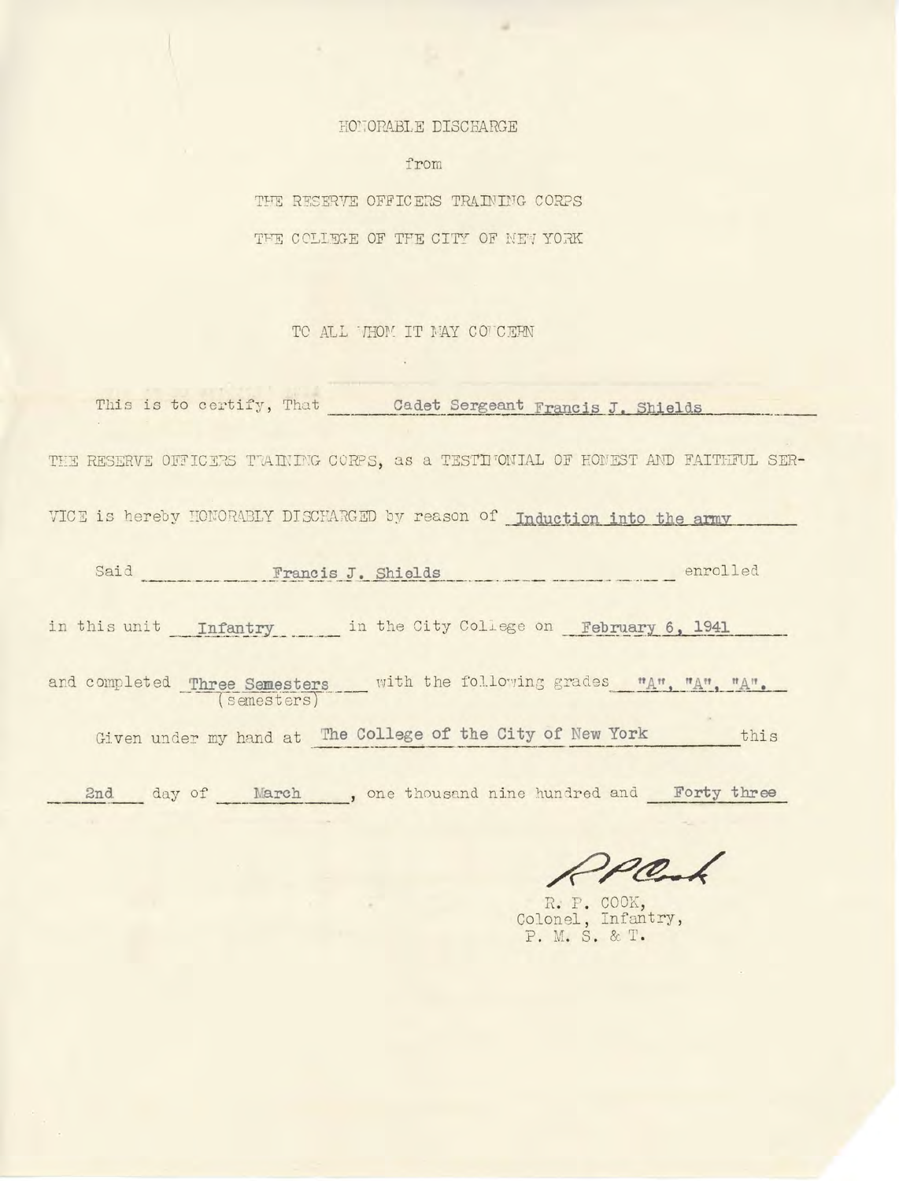HONORABLE DISCHARGE

from

THE RESERVE OFFICERS TRAINING CORPS

THE COLLEGE OF THE CITY OF NEW YORK

TO ALL WHOM IT MAY CONCERN

This is to certify, That Cadet Sergeant Francis J. Shields

THE RESERVE OFFICERS TRAINING CORPS, as a TESTIMONIAL OF HONEST AND FAITHFUL SERVICE is hereby HONORABLY DISCHARGED by reason of Induction into the army

Said Francis J. Shields enrolled

in this unit Infantry in the City College on February 6, 1941

and completed Three Semesters (semesters) with the following grades "A", "A", "A".

Given under my hand at The College of the City of New York this

2nd day of March, one thousand nine hundred and Forty three

R P Cook

R. P. COOK,
Colonel, Infantry,
P. M. S. & T.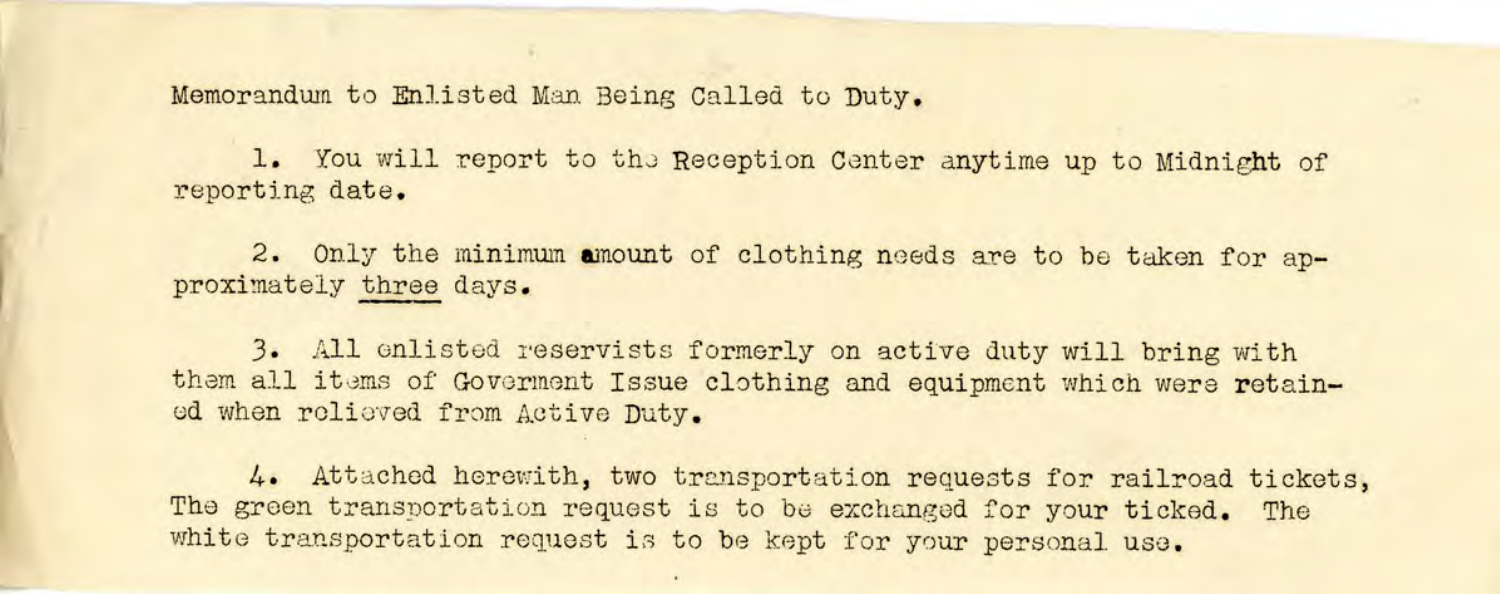Memorandum to Enlisted Man Being Called to Duty.

1. You will report to the Reception Center anytime up to Midnight of reporting date.

2. Only the minimum amount of clothing needs are to be taken for approximately three days.

3. All enlisted reservists formerly on active duty will bring with them all items of Goverment Issue clothing and equipment which were retained when relieved from Active Duty.

4. Attached herewith, two transportation requests for railroad tickets, The green transportation request is to be exchanged for your ticked. The white transportation request is to be kept for your personal use.